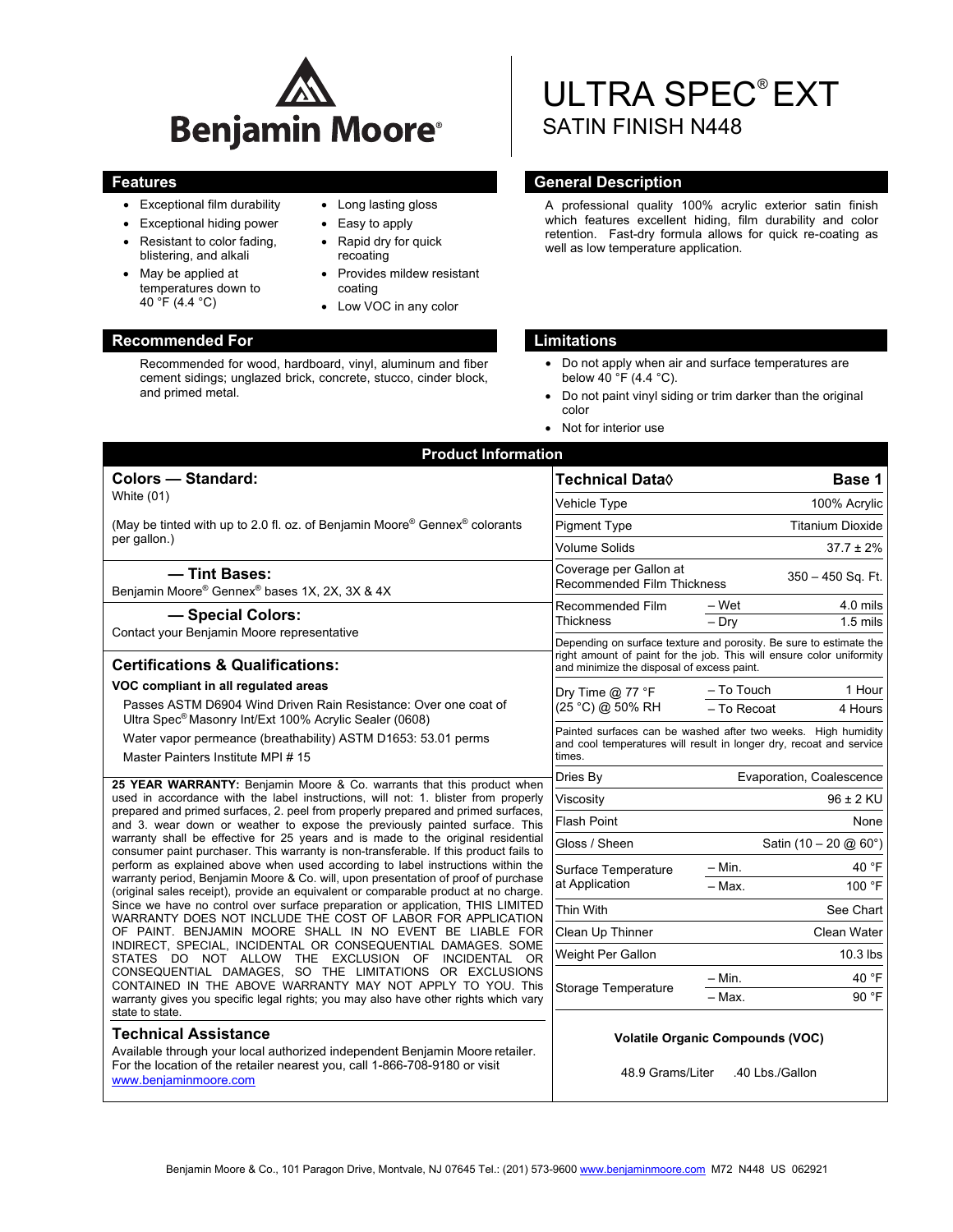Benjamin Moore®

# ULTRA SPEC® EXT

## SATIN FINISH N448

## Features

- Exceptional film durability
- Exceptional hiding power
- Resistant to color fading, blistering, and alkali
- May be applied at temperatures down to 40 °F (4.4 °C)
- Long lasting gloss
- Easy to apply
- Rapid dry for quick recoating
- Provides mildew resistant coating
- Low VOC in any color

## General Description

A professional quality 100% acrylic exterior satin finish which features excellent hiding, film durability and color retention. Fast-dry formula allows for quick re-coating as well as low temperature application.

## Recommended For

Recommended for wood, hardboard, vinyl, aluminum and fiber cement sidings; unglazed brick, concrete, stucco, cinder block, and primed metal.

## Limitations

- Do not apply when air and surface temperatures are below 40 °F (4.4 °C).
- Do not paint vinyl siding or trim darker than the original color
- Not for interior use

## Product Information

### Colors — Standard:

White (01)

(May be tinted with up to 2.0 fl. oz. of Benjamin Moore® Gennex® colorants per gallon.)

### — Tint Bases:

Benjamin Moore® Gennex® bases 1X, 2X, 3X & 4X

### — Special Colors:

Contact your Benjamin Moore representative

### Certifications & Qualifications:

**VOC compliant in all regulated areas**

Passes ASTM D6904 Wind Driven Rain Resistance: Over one coat of Ultra Spec® Masonry Int/Ext 100% Acrylic Sealer (0608)

Water vapor permeance (breathability) ASTM D1653: 53.01 perms

Master Painters Institute MPI # 15

**25 YEAR WARRANTY:** Benjamin Moore & Co. warrants that this product when used in accordance with the label instructions, will not: 1. blister from properly prepared and primed surfaces, 2. peel from properly prepared and primed surfaces, and 3. wear down or weather to expose the previously painted surface. This warranty shall be effective for 25 years and is made to the original residential consumer paint purchaser. This warranty is non-transferable. If this product fails to perform as explained above when used according to label instructions within the warranty period, Benjamin Moore & Co. will, upon presentation of proof of purchase (original sales receipt), provide an equivalent or comparable product at no charge. Since we have no control over surface preparation or application, THIS LIMITED WARRANTY DOES NOT INCLUDE THE COST OF LABOR FOR APPLICATION OF PAINT. BENJAMIN MOORE SHALL IN NO EVENT BE LIABLE FOR INDIRECT, SPECIAL, INCIDENTAL OR CONSEQUENTIAL DAMAGES. SOME STATES DO NOT ALLOW THE EXCLUSION OF INCIDENTAL OR CONSEQUENTIAL DAMAGES, SO THE LIMITATIONS OR EXCLUSIONS CONTAINED IN THE ABOVE WARRANTY MAY NOT APPLY TO YOU. This warranty gives you specific legal rights; you may also have other rights which vary state to state.

### Technical Assistance

Available through your local authorized independent Benjamin Moore retailer. For the location of the retailer nearest you, call 1-866-708-9180 or visit www.benjaminmoore.com

| Technical Data◊ | | Base 1 |
|---|---|---|
| Vehicle Type | | 100% Acrylic |
| Pigment Type | | Titanium Dioxide |
| Volume Solids | | 37.7 ± 2% |
| Coverage per Gallon at Recommended Film Thickness | | 350 – 450 Sq. Ft. |
| Recommended Film Thickness | – Wet | 4.0 mils |
| | – Dry | 1.5 mils |
| Depending on surface texture and porosity. Be sure to estimate the right amount of paint for the job. This will ensure color uniformity and minimize the disposal of excess paint. | | |
| Dry Time @ 77 °F (25 °C) @ 50% RH | – To Touch | 1 Hour |
| | – To Recoat | 4 Hours |
| Painted surfaces can be washed after two weeks. High humidity and cool temperatures will result in longer dry, recoat and service times. | | |
| Dries By | | Evaporation, Coalescence |
| Viscosity | | 96 ± 2 KU |
| Flash Point | | None |
| Gloss / Sheen | | Satin (10 – 20 @ 60°) |
| Surface Temperature at Application | – Min. | 40 °F |
| | – Max. | 100 °F |
| Thin With | | See Chart |
| Clean Up Thinner | | Clean Water |
| Weight Per Gallon | | 10.3 lbs |
| Storage Temperature | – Min. | 40 °F |
| | – Max. | 90 °F |

**Volatile Organic Compounds (VOC)**

48.9 Grams/Liter .40 Lbs./Gallon

Benjamin Moore & Co., 101 Paragon Drive, Montvale, NJ 07645 Tel.: (201) 573-9600 www.benjaminmoore.com M72 N448 US 062921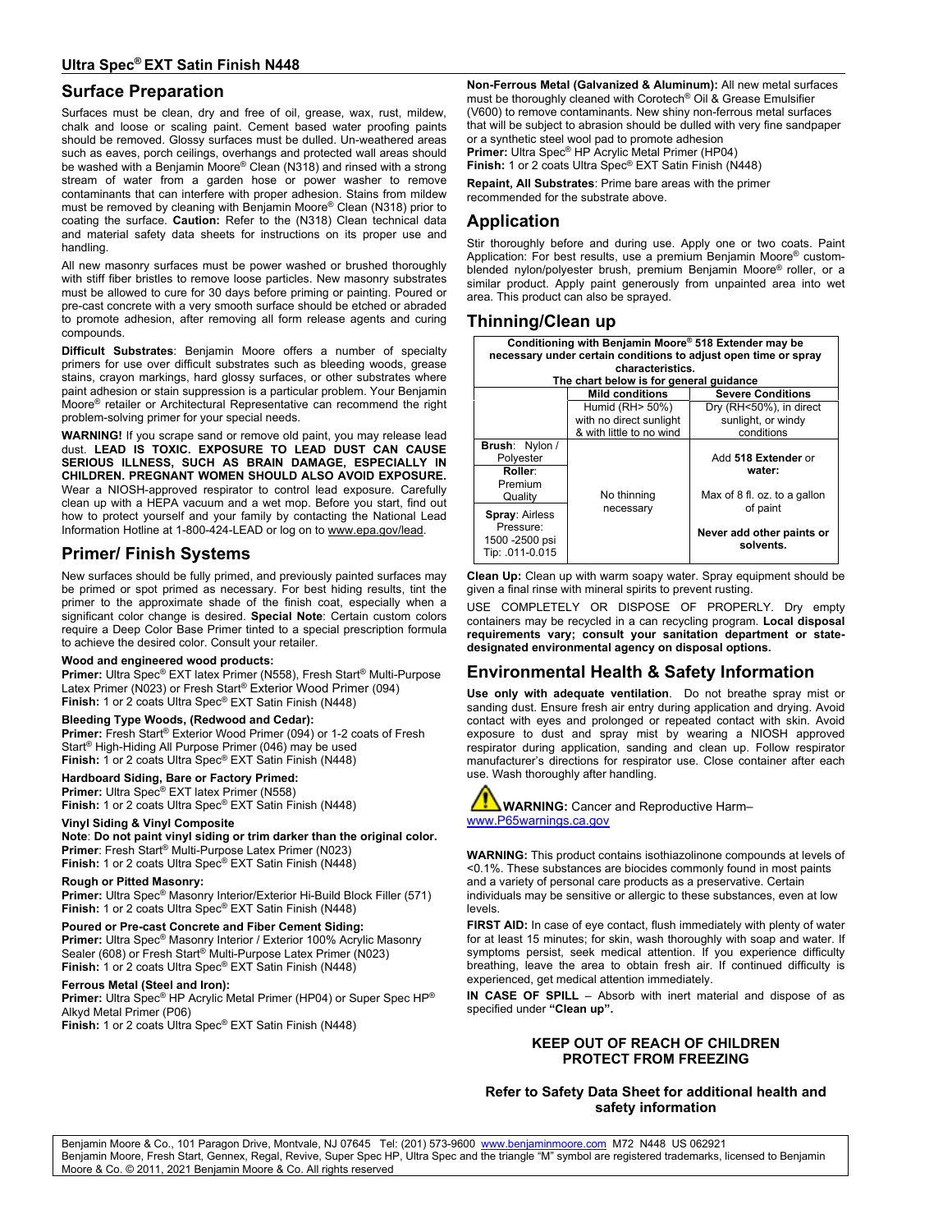## Surface Preparation

Surfaces must be clean, dry and free of oil, grease, wax, rust, mildew, chalk and loose or scaling paint. Cement based water proofing paints should be removed. Glossy surfaces must be dulled. Un-weathered areas such as eaves, porch ceilings, overhangs and protected wall areas should be washed with a Benjamin Moore® Clean (N318) and rinsed with a strong stream of water from a garden hose or power washer to remove contaminants that can interfere with proper adhesion. Stains from mildew must be removed by cleaning with Benjamin Moore® Clean (N318) prior to coating the surface. **Caution:** Refer to the (N318) Clean technical data and material safety data sheets for instructions on its proper use and handling.

All new masonry surfaces must be power washed or brushed thoroughly with stiff fiber bristles to remove loose particles. New masonry substrates must be allowed to cure for 30 days before priming or painting. Poured or pre-cast concrete with a very smooth surface should be etched or abraded to promote adhesion, after removing all form release agents and curing compounds.

**Difficult Substrates**: Benjamin Moore offers a number of specialty primers for use over difficult substrates such as bleeding woods, grease stains, crayon markings, hard glossy surfaces, or other substrates where paint adhesion or stain suppression is a particular problem. Your Benjamin Moore® retailer or Architectural Representative can recommend the right problem-solving primer for your special needs.

**WARNING!** If you scrape sand or remove old paint, you may release lead dust. **LEAD IS TOXIC. EXPOSURE TO LEAD DUST CAN CAUSE SERIOUS ILLNESS, SUCH AS BRAIN DAMAGE, ESPECIALLY IN CHILDREN. PREGNANT WOMEN SHOULD ALSO AVOID EXPOSURE.** Wear a NIOSH-approved respirator to control lead exposure. Carefully clean up with a HEPA vacuum and a wet mop. Before you start, find out how to protect yourself and your family by contacting the National Lead Information Hotline at 1-800-424-LEAD or log on to www.epa.gov/lead.

## Primer/ Finish Systems

New surfaces should be fully primed, and previously painted surfaces may be primed or spot primed as necessary. For best hiding results, tint the primer to the approximate shade of the finish coat, especially when a significant color change is desired. **Special Note**: Certain custom colors require a Deep Color Base Primer tinted to a special prescription formula to achieve the desired color. Consult your retailer.

**Wood and engineered wood products:**
**Primer:** Ultra Spec® EXT latex Primer (N558), Fresh Start® Multi-Purpose Latex Primer (N023) or Fresh Start® Exterior Wood Primer (094)
**Finish:** 1 or 2 coats Ultra Spec® EXT Satin Finish (N448)

**Bleeding Type Woods, (Redwood and Cedar):**
**Primer:** Fresh Start® Exterior Wood Primer (094) or 1-2 coats of Fresh Start® High-Hiding All Purpose Primer (046) may be used
**Finish:** 1 or 2 coats Ultra Spec® EXT Satin Finish (N448)

**Hardboard Siding, Bare or Factory Primed:**
**Primer:** Ultra Spec® EXT latex Primer (N558)
**Finish:** 1 or 2 coats Ultra Spec® EXT Satin Finish (N448)

**Vinyl Siding & Vinyl Composite**
**Note**: **Do not paint vinyl siding or trim darker than the original color.**
**Primer**: Fresh Start® Multi-Purpose Latex Primer (N023)
**Finish:** 1 or 2 coats Ultra Spec® EXT Satin Finish (N448)

**Rough or Pitted Masonry:**
**Primer:** Ultra Spec® Masonry Interior/Exterior Hi-Build Block Filler (571)
**Finish:** 1 or 2 coats Ultra Spec® EXT Satin Finish (N448)

**Poured or Pre-cast Concrete and Fiber Cement Siding:**
**Primer:** Ultra Spec® Masonry Interior / Exterior 100% Acrylic Masonry Sealer (608) or Fresh Start® Multi-Purpose Latex Primer (N023)
**Finish:** 1 or 2 coats Ultra Spec® EXT Satin Finish (N448)

**Ferrous Metal (Steel and Iron):**
**Primer:** Ultra Spec® HP Acrylic Metal Primer (HP04) or Super Spec HP® Alkyd Metal Primer (P06)
**Finish:** 1 or 2 coats Ultra Spec® EXT Satin Finish (N448)

**Non-Ferrous Metal (Galvanized & Aluminum):** All new metal surfaces must be thoroughly cleaned with Corotech® Oil & Grease Emulsifier (V600) to remove contaminants. New shiny non-ferrous metal surfaces that will be subject to abrasion should be dulled with very fine sandpaper or a synthetic steel wool pad to promote adhesion
**Primer:** Ultra Spec® HP Acrylic Metal Primer (HP04)
**Finish:** 1 or 2 coats Ultra Spec® EXT Satin Finish (N448)

**Repaint, All Substrates**: Prime bare areas with the primer recommended for the substrate above.

## Application

Stir thoroughly before and during use. Apply one or two coats. Paint Application: For best results, use a premium Benjamin Moore® custom-blended nylon/polyester brush, premium Benjamin Moore® roller, or a similar product. Apply paint generously from unpainted area into wet area. This product can also be sprayed.

## Thinning/Clean up

**Conditioning with Benjamin Moore® 518 Extender may be necessary under certain conditions to adjust open time or spray characteristics.**
**The chart below is for general guidance**

| | Mild conditions | Severe Conditions |
|---|---|---|
| | Humid (RH> 50%) with no direct sunlight & with little to no wind | Dry (RH<50%), in direct sunlight, or windy conditions |
| **Brush**: Nylon / Polyester<br>**Roller**: Premium Quality<br>**Spray**: Airless Pressure: 1500 -2500 psi Tip: .011-0.015 | No thinning necessary | Add **518 Extender** or **water:**<br>Max of 8 fl. oz. to a gallon of paint<br>**Never add other paints or solvents.** |

**Clean Up:** Clean up with warm soapy water. Spray equipment should be given a final rinse with mineral spirits to prevent rusting.

USE COMPLETELY OR DISPOSE OF PROPERLY. Dry empty containers may be recycled in a can recycling program. **Local disposal requirements vary; consult your sanitation department or state-designated environmental agency on disposal options.**

## Environmental Health & Safety Information

**Use only with adequate ventilation**. Do not breathe spray mist or sanding dust. Ensure fresh air entry during application and drying. Avoid contact with eyes and prolonged or repeated contact with skin. Avoid exposure to dust and spray mist by wearing a NIOSH approved respirator during application, sanding and clean up. Follow respirator manufacturer's directions for respirator use. Close container after each use. Wash thoroughly after handling.

**WARNING:** Cancer and Reproductive Harm– www.P65warnings.ca.gov

**WARNING:** This product contains isothiazolinone compounds at levels of <0.1%. These substances are biocides commonly found in most paints and a variety of personal care products as a preservative. Certain individuals may be sensitive or allergic to these substances, even at low levels.

**FIRST AID:** In case of eye contact, flush immediately with plenty of water for at least 15 minutes; for skin, wash thoroughly with soap and water. If symptoms persist, seek medical attention. If you experience difficulty breathing, leave the area to obtain fresh air. If continued difficulty is experienced, get medical attention immediately.

**IN CASE OF SPILL** – Absorb with inert material and dispose of as specified under **"Clean up".**

**KEEP OUT OF REACH OF CHILDREN**
**PROTECT FROM FREEZING**

**Refer to Safety Data Sheet for additional health and safety information**

Benjamin Moore & Co., 101 Paragon Drive, Montvale, NJ 07645 Tel: (201) 573-9600 www.benjaminmoore.com M72 N448 US 062921
Benjamin Moore, Fresh Start, Gennex, Regal, Revive, Super Spec HP, Ultra Spec and the triangle "M" symbol are registered trademarks, licensed to Benjamin Moore & Co. © 2011, 2021 Benjamin Moore & Co. All rights reserved